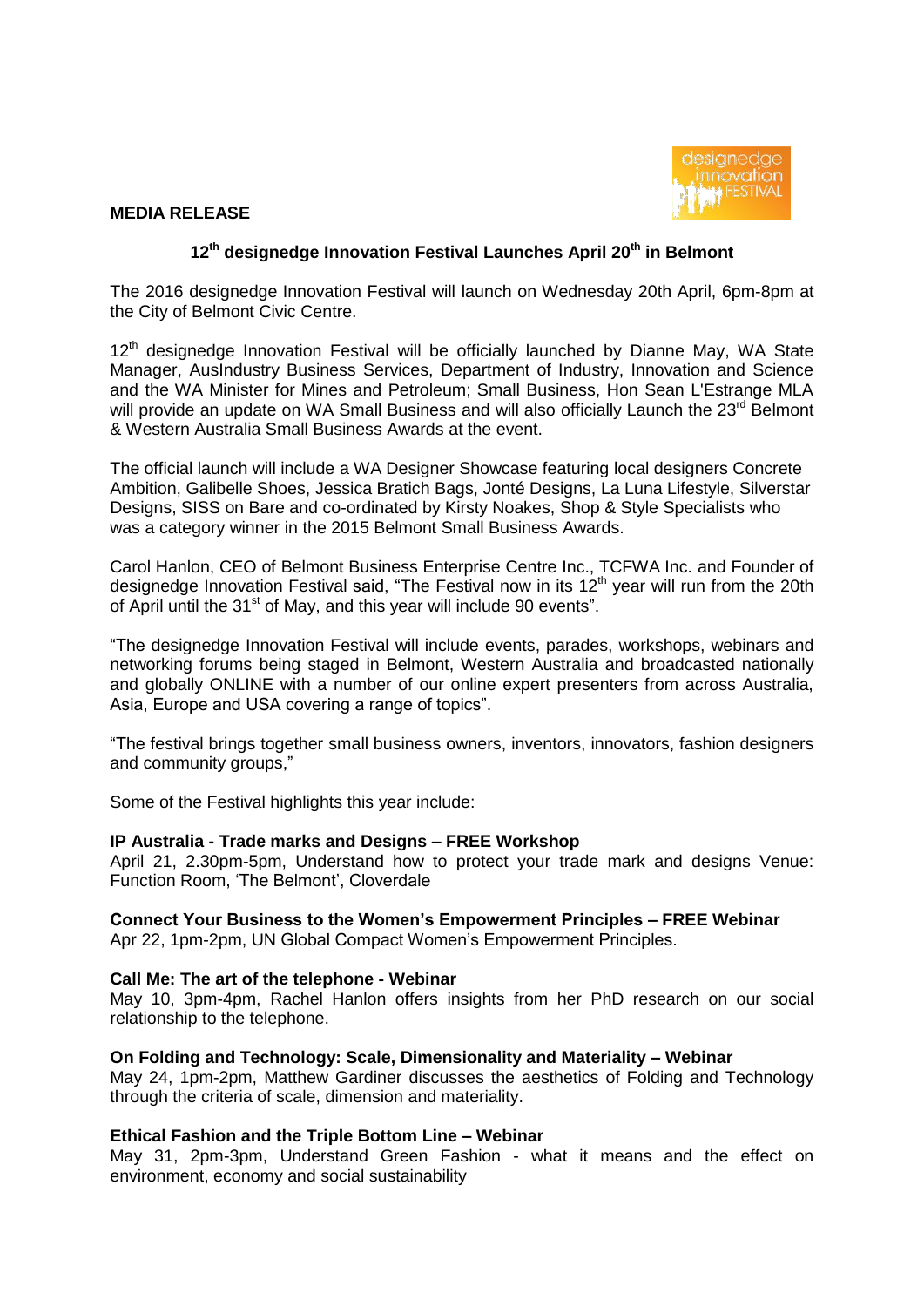**MEDIA RELEASE**

## 12th designedge Innovation Festival Launches April 20th in Belmont

The 2016 designedge Innovation Festival will launch on Wednesday 20th April, 6pm-8pm at the City of Belmont Civic Centre.

12th designedge Innovation Festival will be officially launched by Dianne May, WA State Manager, AusIndustry Business Services, Department of Industry, Innovation and Science and the WA Minister for Mines and Petroleum; Small Business, Hon Sean L'Estrange MLA will provide an update on WA Small Business and will also officially Launch the 23rd Belmont & Western Australia Small Business Awards at the event.

The official launch will include a WA Designer Showcase featuring local designers Concrete Ambition, Galibelle Shoes, Jessica Bratich Bags, Jonté Designs, La Luna Lifestyle, Silverstar Designs, SISS on Bare and co-ordinated by Kirsty Noakes, Shop & Style Specialists who was a category winner in the 2015 Belmont Small Business Awards.

Carol Hanlon, CEO of Belmont Business Enterprise Centre Inc., TCFWA Inc. and Founder of designedge Innovation Festival said, "The Festival now in its 12th year will run from the 20th of April until the 31st of May, and this year will include 90 events".

"The designedge Innovation Festival will include events, parades, workshops, webinars and networking forums being staged in Belmont, Western Australia and broadcasted nationally and globally ONLINE with a number of our online expert presenters from across Australia, Asia, Europe and USA covering a range of topics".

"The festival brings together small business owners, inventors, innovators, fashion designers and community groups,"

Some of the Festival highlights this year include:

**IP Australia - Trade marks and Designs – FREE Workshop**
April 21, 2.30pm-5pm, Understand how to protect your trade mark and designs Venue: Function Room, 'The Belmont', Cloverdale

**Connect Your Business to the Women's Empowerment Principles – FREE Webinar**
Apr 22, 1pm-2pm, UN Global Compact Women's Empowerment Principles.

**Call Me: The art of the telephone - Webinar**
May 10, 3pm-4pm, Rachel Hanlon offers insights from her PhD research on our social relationship to the telephone.

**On Folding and Technology: Scale, Dimensionality and Materiality – Webinar**
May 24, 1pm-2pm, Matthew Gardiner discusses the aesthetics of Folding and Technology through the criteria of scale, dimension and materiality.

**Ethical Fashion and the Triple Bottom Line – Webinar**
May 31, 2pm-3pm, Understand Green Fashion - what it means and the effect on environment, economy and social sustainability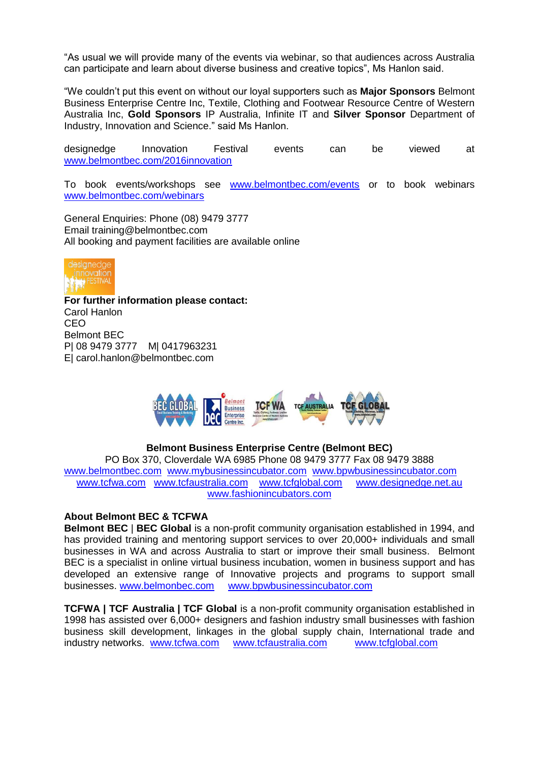"As usual we will provide many of the events via webinar, so that audiences across Australia can participate and learn about diverse business and creative topics", Ms Hanlon said.

"We couldn't put this event on without our loyal supporters such as **Major Sponsors** Belmont Business Enterprise Centre Inc, Textile, Clothing and Footwear Resource Centre of Western Australia Inc, **Gold Sponsors** IP Australia, Infinite IT and **Silver Sponsor** Department of Industry, Innovation and Science." said Ms Hanlon.

designedge Innovation Festival events can be viewed at www.belmontbec.com/2016innovation

To book events/workshops see www.belmontbec.com/events or to book webinars www.belmontbec.com/webinars

General Enquiries: Phone (08) 9479 3777
Email training@belmontbec.com
All booking and payment facilities are available online

**For further information please contact:**
Carol Hanlon
CEO
Belmont BEC
P| 08 9479 3777 M| 0417963231
E| carol.hanlon@belmontbec.com

**Belmont Business Enterprise Centre (Belmont BEC)**
PO Box 370, Cloverdale WA 6985 Phone 08 9479 3777 Fax 08 9479 3888
www.belmontbec.com www.mybusinessincubator.com www.bpwbusinessincubator.com
www.tcfwa.com www.tcfaustralia.com www.tcfglobal.com www.designedge.net.au
www.fashionincubators.com

**About Belmont BEC & TCFWA**

**Belmont BEC** | **BEC Global** is a non-profit community organisation established in 1994, and has provided training and mentoring support services to over 20,000+ individuals and small businesses in WA and across Australia to start or improve their small business. Belmont BEC is a specialist in online virtual business incubation, women in business support and has developed an extensive range of Innovative projects and programs to support small businesses. www.belmonbec.com www.bpwbusinessincubator.com

**TCFWA | TCF Australia | TCF Global** is a non-profit community organisation established in 1998 has assisted over 6,000+ designers and fashion industry small businesses with fashion business skill development, linkages in the global supply chain, International trade and industry networks. www.tcfwa.com www.tcfaustralia.com www.tcfglobal.com